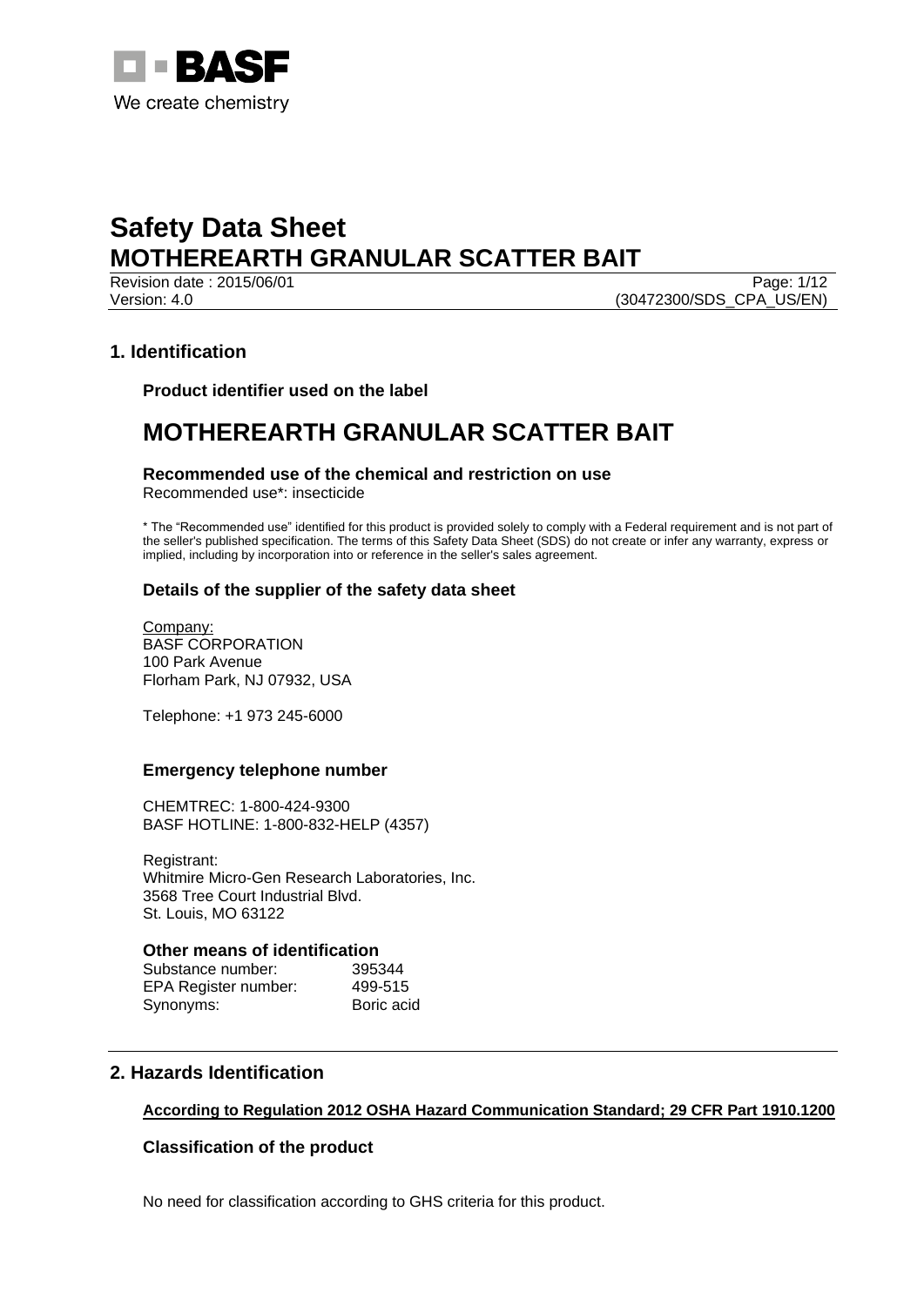# Safety Data Sheet
# MOTHEREARTH GRANULAR SCATTER BAIT

Revision date : 2015/06/01
Version: 4.0
(30472300/SDS_CPA_US/EN)

## 1. Identification

### Product identifier used on the label

# MOTHEREARTH GRANULAR SCATTER BAIT

### Recommended use of the chemical and restriction on use

Recommended use*: insecticide

* The “Recommended use” identified for this product is provided solely to comply with a Federal requirement and is not part of the seller's published specification. The terms of this Safety Data Sheet (SDS) do not create or infer any warranty, express or implied, including by incorporation into or reference in the seller's sales agreement.

### Details of the supplier of the safety data sheet

Company:
BASF CORPORATION
100 Park Avenue
Florham Park, NJ 07932, USA

Telephone: +1 973 245-6000

### Emergency telephone number

CHEMTREC: 1-800-424-9300
BASF HOTLINE: 1-800-832-HELP (4357)

Registrant:
Whitmire Micro-Gen Research Laboratories, Inc.
3568 Tree Court Industrial Blvd.
St. Louis, MO 63122

### Other means of identification

| | |
|---|---|
| Substance number: | 395344 |
| EPA Register number: | 499-515 |
| Synonyms: | Boric acid |

## 2. Hazards Identification

**According to Regulation 2012 OSHA Hazard Communication Standard; 29 CFR Part 1910.1200**

### Classification of the product

No need for classification according to GHS criteria for this product.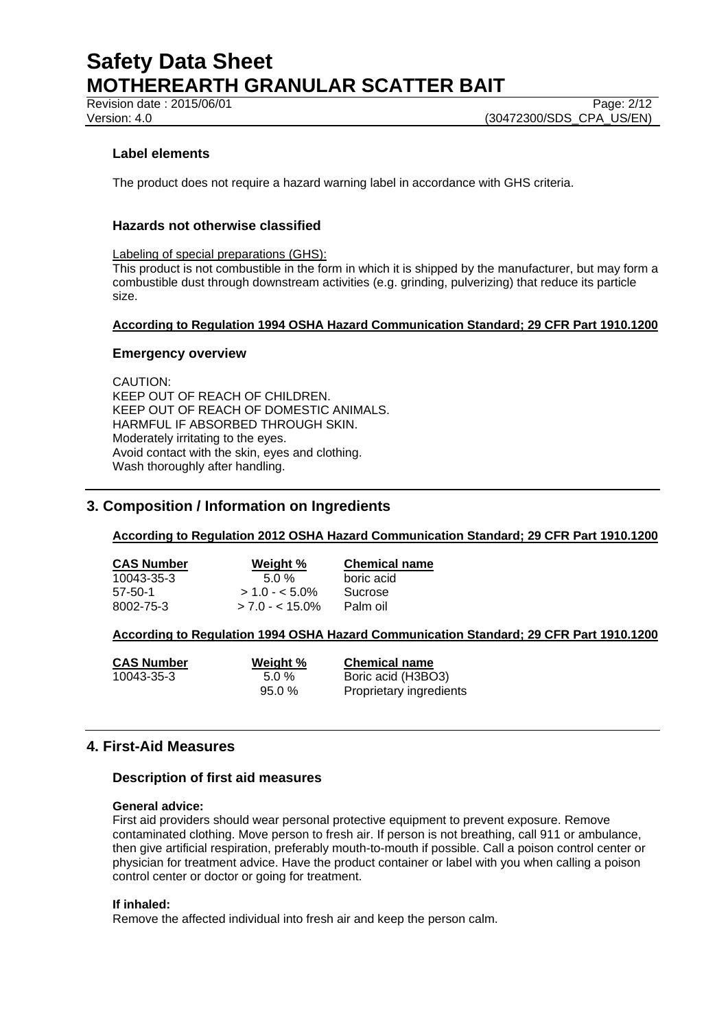### Label elements

The product does not require a hazard warning label in accordance with GHS criteria.

### Hazards not otherwise classified

Labeling of special preparations (GHS):
This product is not combustible in the form in which it is shipped by the manufacturer, but may form a combustible dust through downstream activities (e.g. grinding, pulverizing) that reduce its particle size.

**According to Regulation 1994 OSHA Hazard Communication Standard; 29 CFR Part 1910.1200**

### Emergency overview

CAUTION:
KEEP OUT OF REACH OF CHILDREN.
KEEP OUT OF REACH OF DOMESTIC ANIMALS.
HARMFUL IF ABSORBED THROUGH SKIN.
Moderately irritating to the eyes.
Avoid contact with the skin, eyes and clothing.
Wash thoroughly after handling.

## 3. Composition / Information on Ingredients

**According to Regulation 2012 OSHA Hazard Communication Standard; 29 CFR Part 1910.1200**

| CAS Number | Weight % | Chemical name |
|---|---|---|
| 10043-35-3 | 5.0 % | boric acid |
| 57-50-1 | > 1.0 - < 5.0% | Sucrose |
| 8002-75-3 | > 7.0 - < 15.0% | Palm oil |

**According to Regulation 1994 OSHA Hazard Communication Standard; 29 CFR Part 1910.1200**

| CAS Number | Weight % | Chemical name |
|---|---|---|
| 10043-35-3 | 5.0 % | Boric acid ($H_3BO_3$) |
| | 95.0 % | Proprietary ingredients |

## 4. First-Aid Measures

### Description of first aid measures

**General advice:**
First aid providers should wear personal protective equipment to prevent exposure. Remove contaminated clothing. Move person to fresh air. If person is not breathing, call 911 or ambulance, then give artificial respiration, preferably mouth-to-mouth if possible. Call a poison control center or physician for treatment advice. Have the product container or label with you when calling a poison control center or doctor or going for treatment.

**If inhaled:**
Remove the affected individual into fresh air and keep the person calm.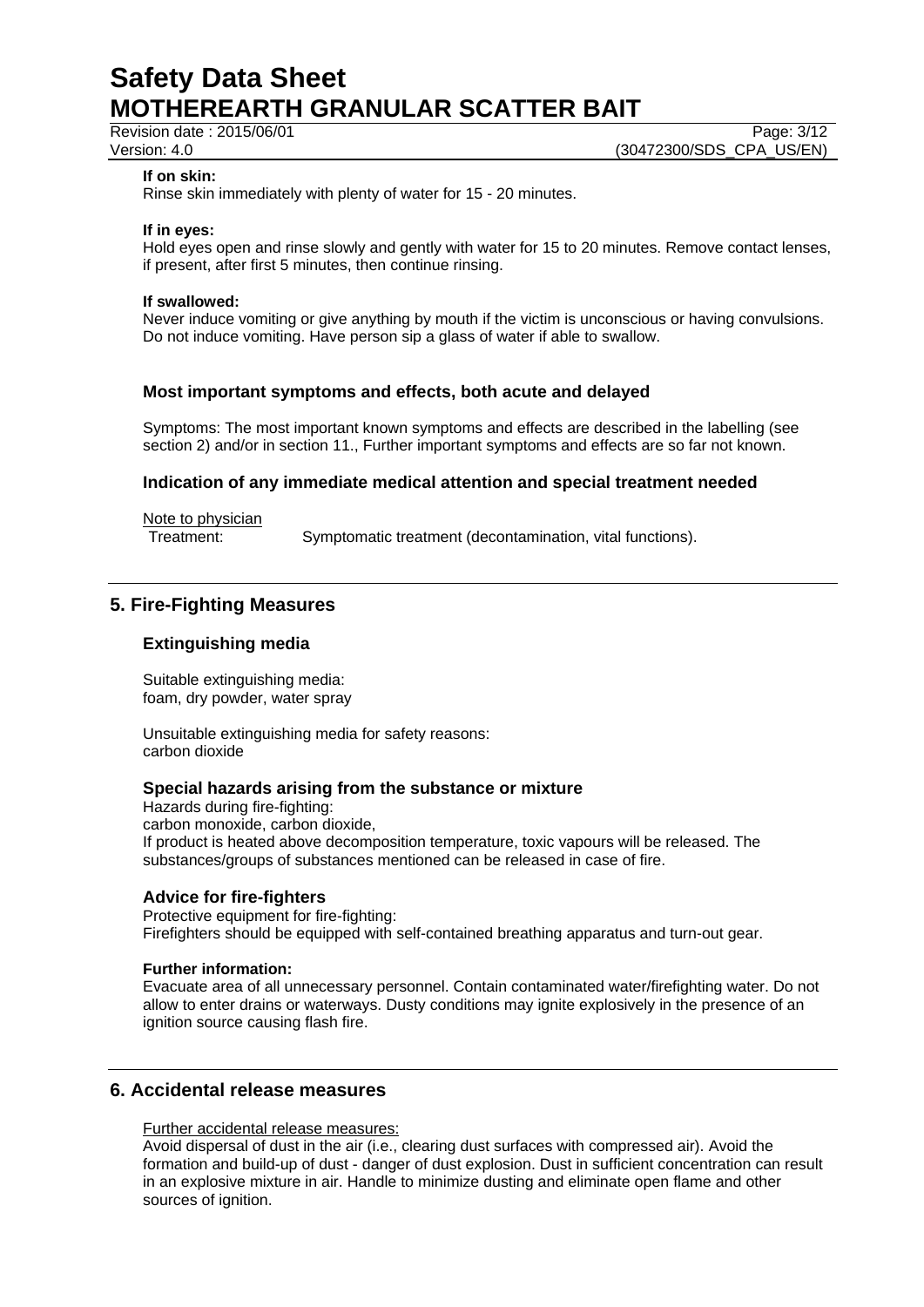**If on skin:**
Rinse skin immediately with plenty of water for 15 - 20 minutes.

**If in eyes:**
Hold eyes open and rinse slowly and gently with water for 15 to 20 minutes. Remove contact lenses, if present, after first 5 minutes, then continue rinsing.

**If swallowed:**
Never induce vomiting or give anything by mouth if the victim is unconscious or having convulsions. Do not induce vomiting. Have person sip a glass of water if able to swallow.

### Most important symptoms and effects, both acute and delayed

Symptoms: The most important known symptoms and effects are described in the labelling (see section 2) and/or in section 11., Further important symptoms and effects are so far not known.

### Indication of any immediate medical attention and special treatment needed

Note to physician
Treatment: Symptomatic treatment (decontamination, vital functions).

## 5. Fire-Fighting Measures

### Extinguishing media

Suitable extinguishing media:
foam, dry powder, water spray

Unsuitable extinguishing media for safety reasons:
carbon dioxide

### Special hazards arising from the substance or mixture

Hazards during fire-fighting:
carbon monoxide, carbon dioxide,
If product is heated above decomposition temperature, toxic vapours will be released. The substances/groups of substances mentioned can be released in case of fire.

### Advice for fire-fighters

Protective equipment for fire-fighting:
Firefighters should be equipped with self-contained breathing apparatus and turn-out gear.

**Further information:**
Evacuate area of all unnecessary personnel. Contain contaminated water/firefighting water. Do not allow to enter drains or waterways. Dusty conditions may ignite explosively in the presence of an ignition source causing flash fire.

## 6. Accidental release measures

Further accidental release measures:
Avoid dispersal of dust in the air (i.e., clearing dust surfaces with compressed air). Avoid the formation and build-up of dust - danger of dust explosion. Dust in sufficient concentration can result in an explosive mixture in air. Handle to minimize dusting and eliminate open flame and other sources of ignition.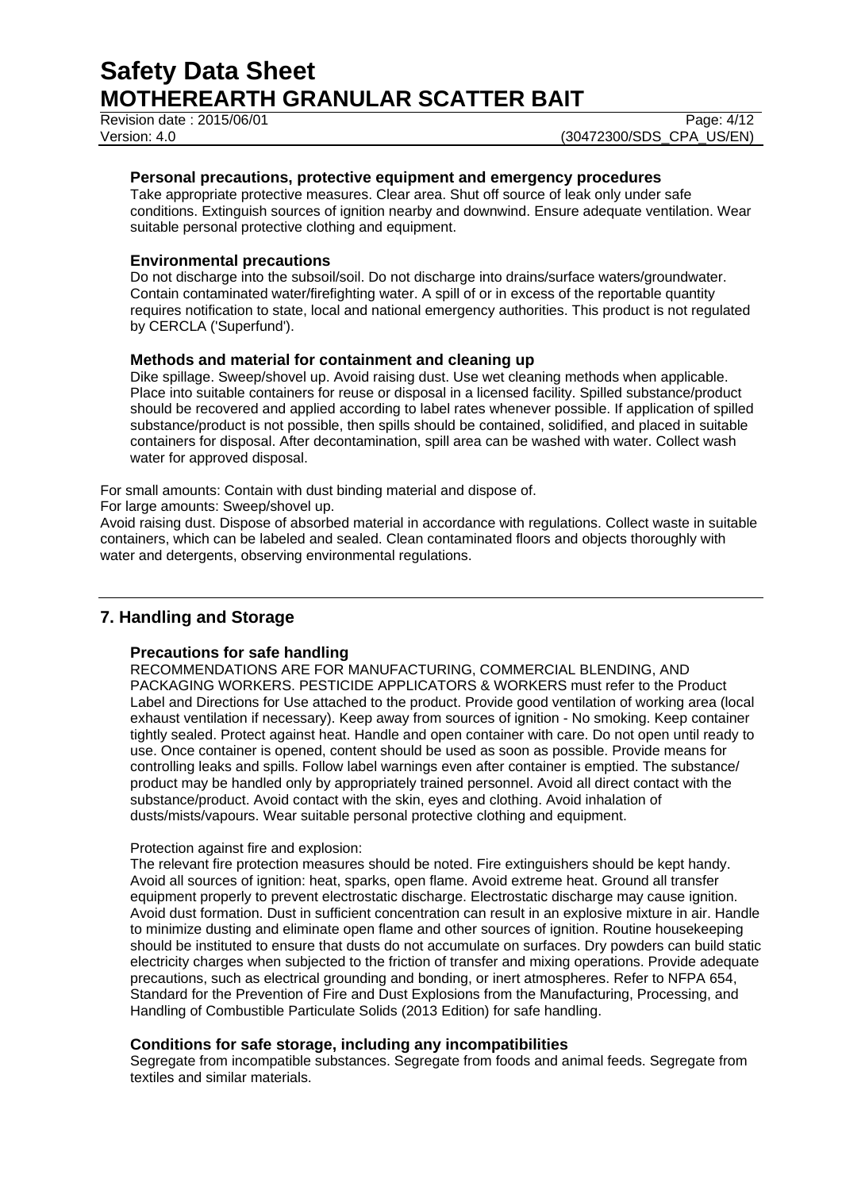### Personal precautions, protective equipment and emergency procedures

Take appropriate protective measures. Clear area. Shut off source of leak only under safe conditions. Extinguish sources of ignition nearby and downwind. Ensure adequate ventilation. Wear suitable personal protective clothing and equipment.

### Environmental precautions

Do not discharge into the subsoil/soil. Do not discharge into drains/surface waters/groundwater. Contain contaminated water/firefighting water. A spill of or in excess of the reportable quantity requires notification to state, local and national emergency authorities. This product is not regulated by CERCLA ('Superfund').

### Methods and material for containment and cleaning up

Dike spillage. Sweep/shovel up. Avoid raising dust. Use wet cleaning methods when applicable. Place into suitable containers for reuse or disposal in a licensed facility. Spilled substance/product should be recovered and applied according to label rates whenever possible. If application of spilled substance/product is not possible, then spills should be contained, solidified, and placed in suitable containers for disposal. After decontamination, spill area can be washed with water. Collect wash water for approved disposal.

For small amounts: Contain with dust binding material and dispose of.

For large amounts: Sweep/shovel up.

Avoid raising dust. Dispose of absorbed material in accordance with regulations. Collect waste in suitable containers, which can be labeled and sealed. Clean contaminated floors and objects thoroughly with water and detergents, observing environmental regulations.

## 7. Handling and Storage

### Precautions for safe handling

RECOMMENDATIONS ARE FOR MANUFACTURING, COMMERCIAL BLENDING, AND PACKAGING WORKERS. PESTICIDE APPLICATORS & WORKERS must refer to the Product Label and Directions for Use attached to the product. Provide good ventilation of working area (local exhaust ventilation if necessary). Keep away from sources of ignition - No smoking. Keep container tightly sealed. Protect against heat. Handle and open container with care. Do not open until ready to use. Once container is opened, content should be used as soon as possible. Provide means for controlling leaks and spills. Follow label warnings even after container is emptied. The substance/ product may be handled only by appropriately trained personnel. Avoid all direct contact with the substance/product. Avoid contact with the skin, eyes and clothing. Avoid inhalation of dusts/mists/vapours. Wear suitable personal protective clothing and equipment.

Protection against fire and explosion:

The relevant fire protection measures should be noted. Fire extinguishers should be kept handy. Avoid all sources of ignition: heat, sparks, open flame. Avoid extreme heat. Ground all transfer equipment properly to prevent electrostatic discharge. Electrostatic discharge may cause ignition. Avoid dust formation. Dust in sufficient concentration can result in an explosive mixture in air. Handle to minimize dusting and eliminate open flame and other sources of ignition. Routine housekeeping should be instituted to ensure that dusts do not accumulate on surfaces. Dry powders can build static electricity charges when subjected to the friction of transfer and mixing operations. Provide adequate precautions, such as electrical grounding and bonding, or inert atmospheres. Refer to NFPA 654, Standard for the Prevention of Fire and Dust Explosions from the Manufacturing, Processing, and Handling of Combustible Particulate Solids (2013 Edition) for safe handling.

### Conditions for safe storage, including any incompatibilities

Segregate from incompatible substances. Segregate from foods and animal feeds. Segregate from textiles and similar materials.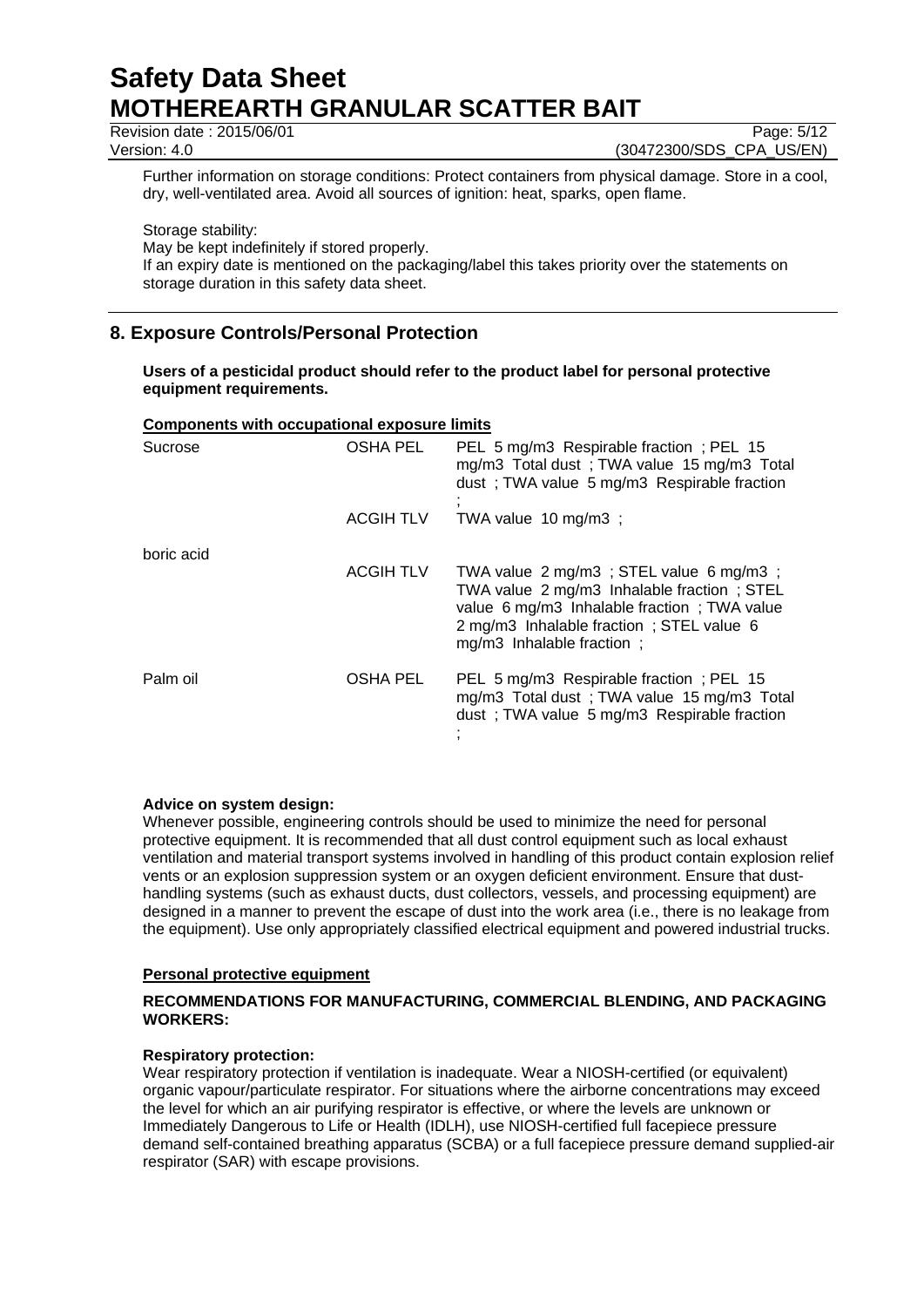Further information on storage conditions: Protect containers from physical damage. Store in a cool, dry, well-ventilated area. Avoid all sources of ignition: heat, sparks, open flame.

Storage stability:
May be kept indefinitely if stored properly.
If an expiry date is mentioned on the packaging/label this takes priority over the statements on storage duration in this safety data sheet.

## 8. Exposure Controls/Personal Protection

**Users of a pesticidal product should refer to the product label for personal protective equipment requirements.**

**Components with occupational exposure limits**

| Component | Source | Limits |
|---|---|---|
| Sucrose | OSHA PEL | PEL 5 mg/m3 Respirable fraction ; PEL 15 mg/m3 Total dust ; TWA value 15 mg/m3 Total dust ; TWA value 5 mg/m3 Respirable fraction ; |
| | ACGIH TLV | TWA value 10 mg/m3 ; |
| boric acid | ACGIH TLV | TWA value 2 mg/m3 ; STEL value 6 mg/m3 ; TWA value 2 mg/m3 Inhalable fraction ; STEL value 6 mg/m3 Inhalable fraction ; TWA value 2 mg/m3 Inhalable fraction ; STEL value 6 mg/m3 Inhalable fraction ; |
| Palm oil | OSHA PEL | PEL 5 mg/m3 Respirable fraction ; PEL 15 mg/m3 Total dust ; TWA value 15 mg/m3 Total dust ; TWA value 5 mg/m3 Respirable fraction ; |

**Advice on system design:**
Whenever possible, engineering controls should be used to minimize the need for personal protective equipment. It is recommended that all dust control equipment such as local exhaust ventilation and material transport systems involved in handling of this product contain explosion relief vents or an explosion suppression system or an oxygen deficient environment. Ensure that dust-handling systems (such as exhaust ducts, dust collectors, vessels, and processing equipment) are designed in a manner to prevent the escape of dust into the work area (i.e., there is no leakage from the equipment). Use only appropriately classified electrical equipment and powered industrial trucks.

**Personal protective equipment**

**RECOMMENDATIONS FOR MANUFACTURING, COMMERCIAL BLENDING, AND PACKAGING WORKERS:**

**Respiratory protection:**
Wear respiratory protection if ventilation is inadequate. Wear a NIOSH-certified (or equivalent) organic vapour/particulate respirator. For situations where the airborne concentrations may exceed the level for which an air purifying respirator is effective, or where the levels are unknown or Immediately Dangerous to Life or Health (IDLH), use NIOSH-certified full facepiece pressure demand self-contained breathing apparatus (SCBA) or a full facepiece pressure demand supplied-air respirator (SAR) with escape provisions.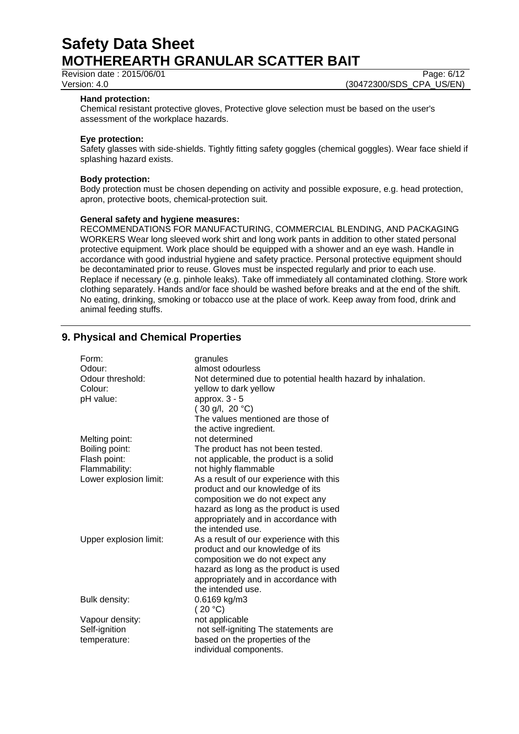**Hand protection:**
Chemical resistant protective gloves, Protective glove selection must be based on the user's assessment of the workplace hazards.

**Eye protection:**
Safety glasses with side-shields. Tightly fitting safety goggles (chemical goggles). Wear face shield if splashing hazard exists.

**Body protection:**
Body protection must be chosen depending on activity and possible exposure, e.g. head protection, apron, protective boots, chemical-protection suit.

**General safety and hygiene measures:**
RECOMMENDATIONS FOR MANUFACTURING, COMMERCIAL BLENDING, AND PACKAGING WORKERS Wear long sleeved work shirt and long work pants in addition to other stated personal protective equipment. Work place should be equipped with a shower and an eye wash. Handle in accordance with good industrial hygiene and safety practice. Personal protective equipment should be decontaminated prior to reuse. Gloves must be inspected regularly and prior to each use. Replace if necessary (e.g. pinhole leaks). Take off immediately all contaminated clothing. Store work clothing separately. Hands and/or face should be washed before breaks and at the end of the shift. No eating, drinking, smoking or tobacco use at the place of work. Keep away from food, drink and animal feeding stuffs.

## 9. Physical and Chemical Properties

| | |
|---|---|
| Form: | granules |
| Odour: | almost odourless |
| Odour threshold: | Not determined due to potential health hazard by inhalation. |
| Colour: | yellow to dark yellow |
| pH value: | approx. 3 - 5<br>( 30 g/l, 20 °C)<br>The values mentioned are those of the active ingredient. |
| Melting point: | not determined |
| Boiling point: | The product has not been tested. |
| Flash point: | not applicable, the product is a solid |
| Flammability: | not highly flammable |
| Lower explosion limit: | As a result of our experience with this product and our knowledge of its composition we do not expect any hazard as long as the product is used appropriately and in accordance with the intended use. |
| Upper explosion limit: | As a result of our experience with this product and our knowledge of its composition we do not expect any hazard as long as the product is used appropriately and in accordance with the intended use. |
| Bulk density: | 0.6169 kg/m3<br>( 20 °C) |
| Vapour density: | not applicable |
| Self-ignition temperature: | not self-igniting The statements are based on the properties of the individual components. |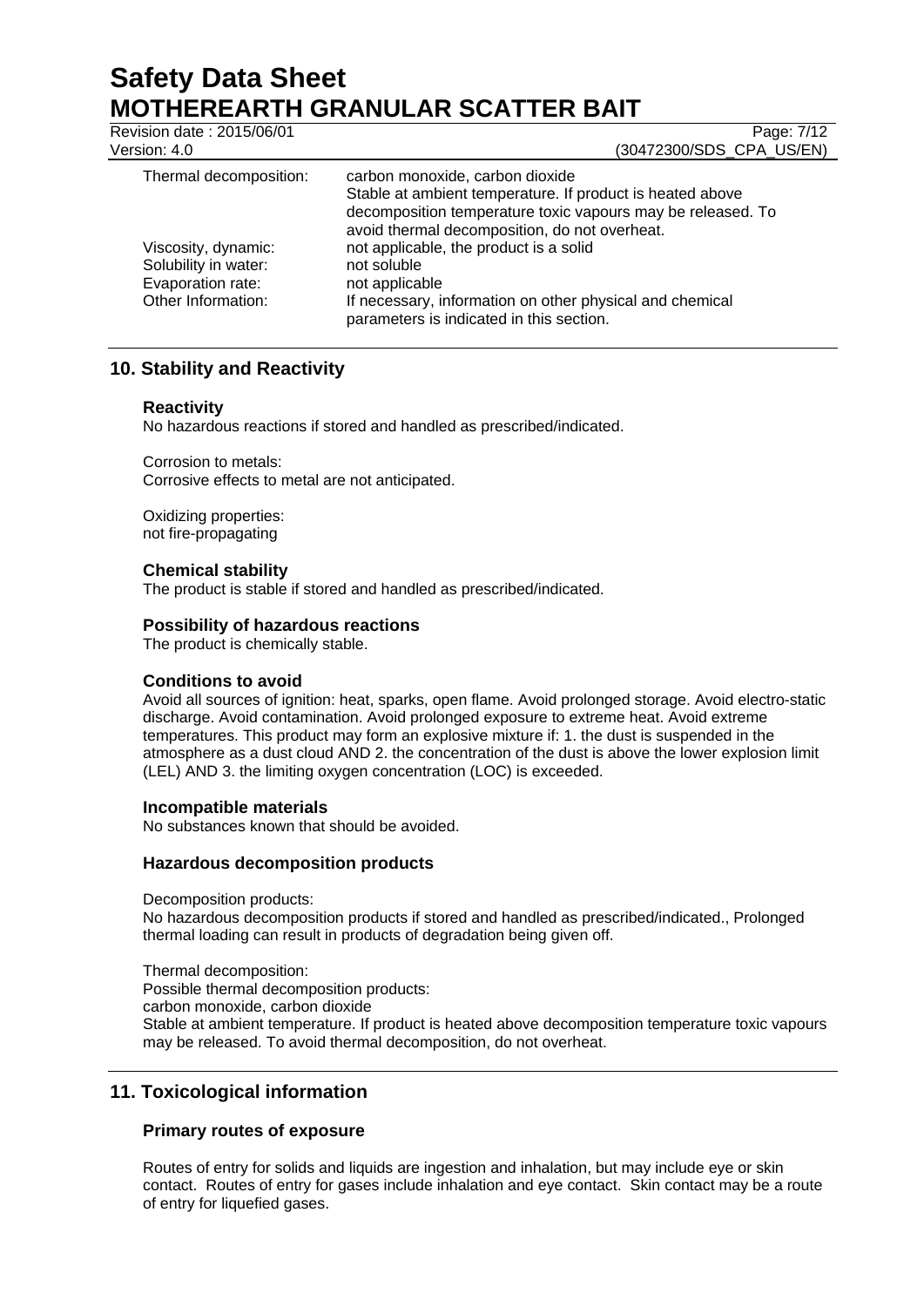| | |
|---|---|
| Thermal decomposition: | carbon monoxide, carbon dioxide<br>Stable at ambient temperature. If product is heated above decomposition temperature toxic vapours may be released. To avoid thermal decomposition, do not overheat. |
| Viscosity, dynamic: | not applicable, the product is a solid |
| Solubility in water: | not soluble |
| Evaporation rate: | not applicable |
| Other Information: | If necessary, information on other physical and chemical parameters is indicated in this section. |

## 10. Stability and Reactivity

### Reactivity

No hazardous reactions if stored and handled as prescribed/indicated.

Corrosion to metals:
Corrosive effects to metal are not anticipated.

Oxidizing properties:
not fire-propagating

### Chemical stability

The product is stable if stored and handled as prescribed/indicated.

### Possibility of hazardous reactions

The product is chemically stable.

### Conditions to avoid

Avoid all sources of ignition: heat, sparks, open flame. Avoid prolonged storage. Avoid electro-static discharge. Avoid contamination. Avoid prolonged exposure to extreme heat. Avoid extreme temperatures. This product may form an explosive mixture if: 1. the dust is suspended in the atmosphere as a dust cloud AND 2. the concentration of the dust is above the lower explosion limit (LEL) AND 3. the limiting oxygen concentration (LOC) is exceeded.

### Incompatible materials

No substances known that should be avoided.

### Hazardous decomposition products

Decomposition products:
No hazardous decomposition products if stored and handled as prescribed/indicated., Prolonged thermal loading can result in products of degradation being given off.

Thermal decomposition:
Possible thermal decomposition products:
carbon monoxide, carbon dioxide
Stable at ambient temperature. If product is heated above decomposition temperature toxic vapours may be released. To avoid thermal decomposition, do not overheat.

## 11. Toxicological information

### Primary routes of exposure

Routes of entry for solids and liquids are ingestion and inhalation, but may include eye or skin contact. Routes of entry for gases include inhalation and eye contact. Skin contact may be a route of entry for liquefied gases.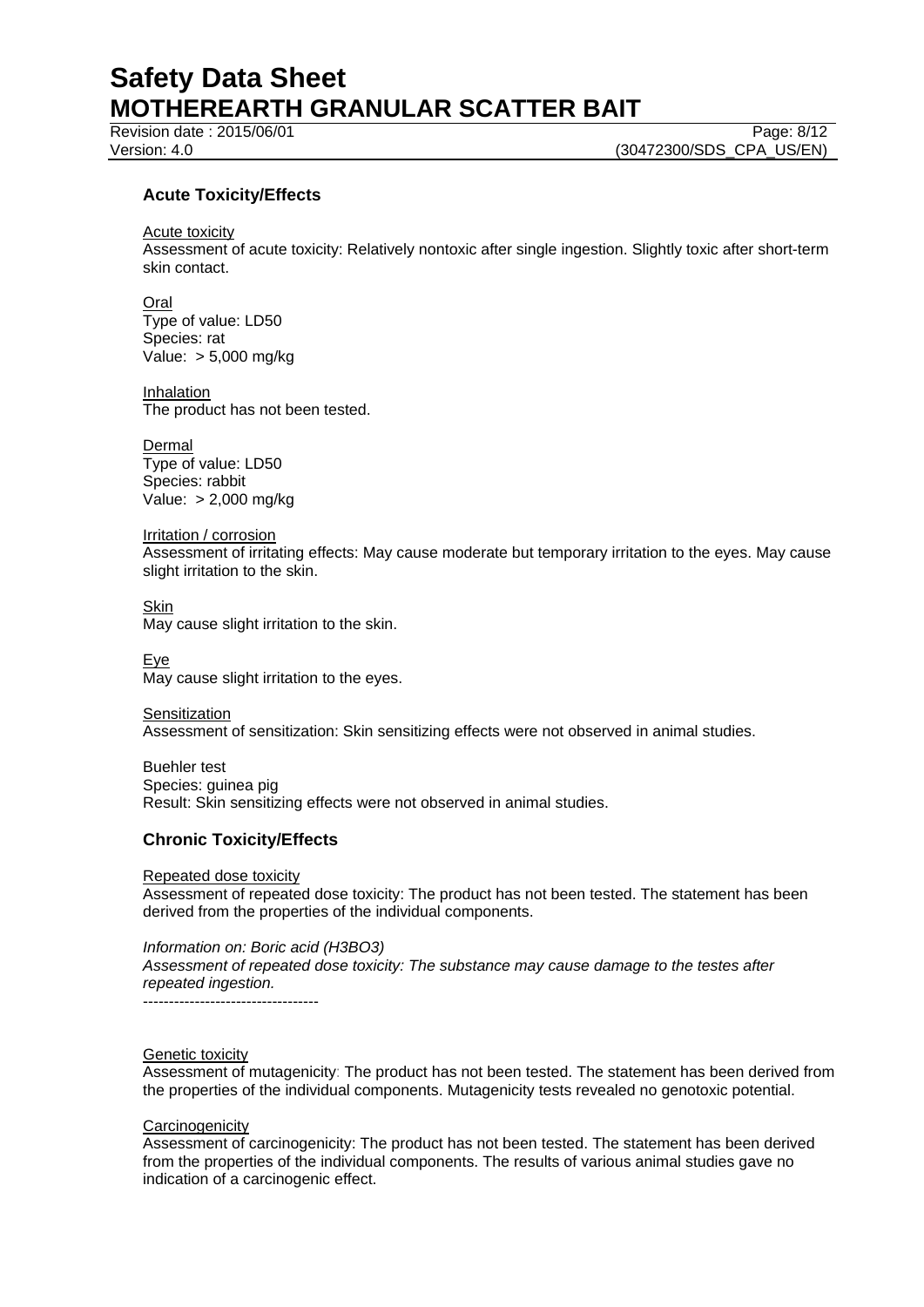## Acute Toxicity/Effects

Acute toxicity
Assessment of acute toxicity: Relatively nontoxic after single ingestion. Slightly toxic after short-term skin contact.

Oral
Type of value: LD50
Species: rat
Value: > 5,000 mg/kg

Inhalation
The product has not been tested.

Dermal
Type of value: LD50
Species: rabbit
Value: > 2,000 mg/kg

Irritation / corrosion
Assessment of irritating effects: May cause moderate but temporary irritation to the eyes. May cause slight irritation to the skin.

Skin
May cause slight irritation to the skin.

Eye
May cause slight irritation to the eyes.

Sensitization
Assessment of sensitization: Skin sensitizing effects were not observed in animal studies.

Buehler test
Species: guinea pig
Result: Skin sensitizing effects were not observed in animal studies.

## Chronic Toxicity/Effects

Repeated dose toxicity
Assessment of repeated dose toxicity: The product has not been tested. The statement has been derived from the properties of the individual components.

*Information on: Boric acid ($H_3BO_3$)*
*Assessment of repeated dose toxicity: The substance may cause damage to the testes after repeated ingestion.*
----------------------------------

Genetic toxicity
Assessment of mutagenicity: The product has not been tested. The statement has been derived from the properties of the individual components. Mutagenicity tests revealed no genotoxic potential.

Carcinogenicity
Assessment of carcinogenicity: The product has not been tested. The statement has been derived from the properties of the individual components. The results of various animal studies gave no indication of a carcinogenic effect.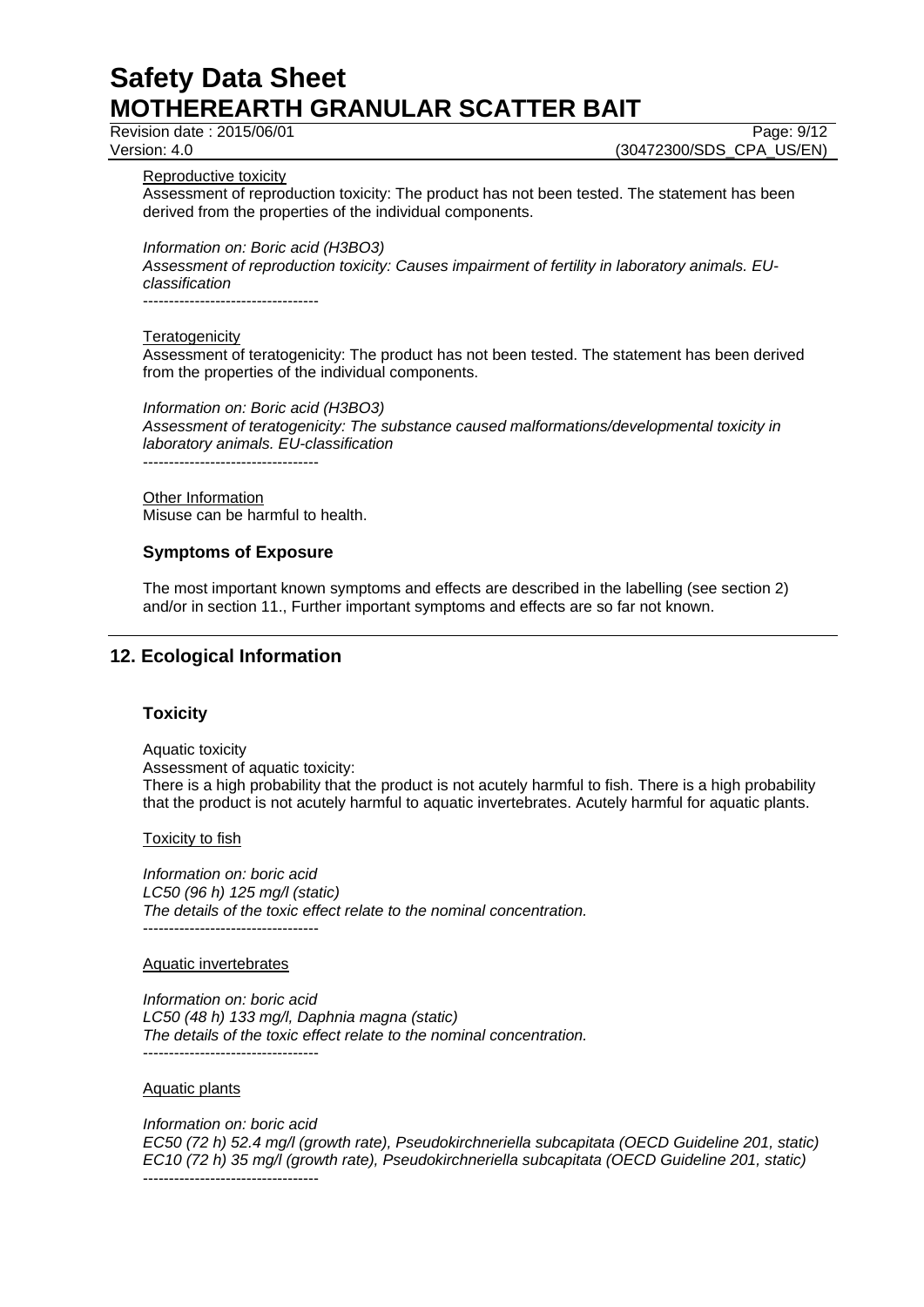Reproductive toxicity

Assessment of reproduction toxicity: The product has not been tested. The statement has been derived from the properties of the individual components.

*Information on: Boric acid ($H_3BO_3$)*
*Assessment of reproduction toxicity: Causes impairment of fertility in laboratory animals. EU-classification*

----------------------------------

Teratogenicity

Assessment of teratogenicity: The product has not been tested. The statement has been derived from the properties of the individual components.

*Information on: Boric acid ($H_3BO_3$)*
*Assessment of teratogenicity: The substance caused malformations/developmental toxicity in laboratory animals. EU-classification*

----------------------------------

Other Information

Misuse can be harmful to health.

### Symptoms of Exposure

The most important known symptoms and effects are described in the labelling (see section 2) and/or in section 11., Further important symptoms and effects are so far not known.

## 12. Ecological Information

### Toxicity

Aquatic toxicity
Assessment of aquatic toxicity:
There is a high probability that the product is not acutely harmful to fish. There is a high probability that the product is not acutely harmful to aquatic invertebrates. Acutely harmful for aquatic plants.

Toxicity to fish

*Information on: boric acid*
*LC50 (96 h) 125 mg/l (static)*
*The details of the toxic effect relate to the nominal concentration.*

----------------------------------

Aquatic invertebrates

*Information on: boric acid*
*LC50 (48 h) 133 mg/l, Daphnia magna (static)*
*The details of the toxic effect relate to the nominal concentration.*

----------------------------------

Aquatic plants

*Information on: boric acid*
*EC50 (72 h) 52.4 mg/l (growth rate), Pseudokirchneriella subcapitata (OECD Guideline 201, static)*
*EC10 (72 h) 35 mg/l (growth rate), Pseudokirchneriella subcapitata (OECD Guideline 201, static)*

----------------------------------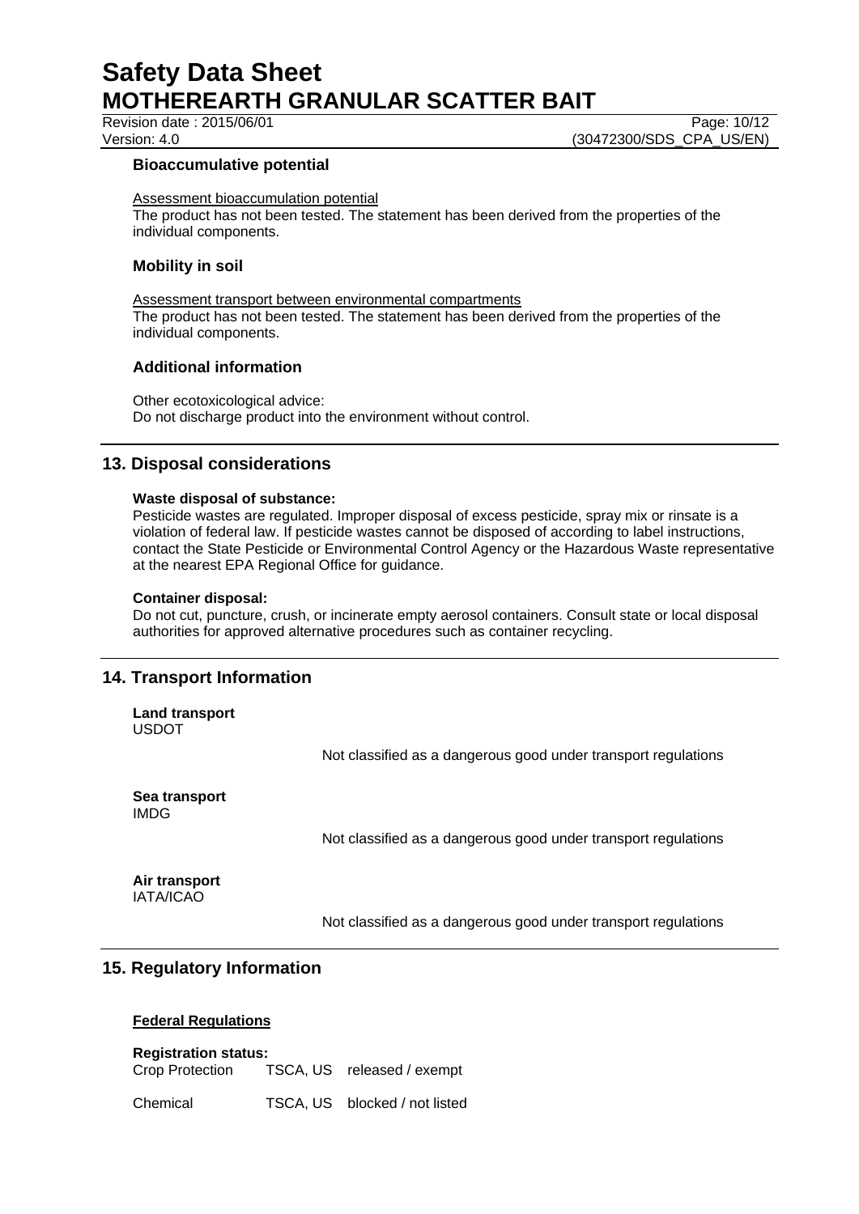### Bioaccumulative potential

Assessment bioaccumulation potential
The product has not been tested. The statement has been derived from the properties of the individual components.

### Mobility in soil

Assessment transport between environmental compartments
The product has not been tested. The statement has been derived from the properties of the individual components.

### Additional information

Other ecotoxicological advice:
Do not discharge product into the environment without control.

## 13. Disposal considerations

**Waste disposal of substance:**
Pesticide wastes are regulated. Improper disposal of excess pesticide, spray mix or rinsate is a violation of federal law. If pesticide wastes cannot be disposed of according to label instructions, contact the State Pesticide or Environmental Control Agency or the Hazardous Waste representative at the nearest EPA Regional Office for guidance.

**Container disposal:**
Do not cut, puncture, crush, or incinerate empty aerosol containers. Consult state or local disposal authorities for approved alternative procedures such as container recycling.

## 14. Transport Information

**Land transport**
USDOT

Not classified as a dangerous good under transport regulations

**Sea transport**
IMDG

Not classified as a dangerous good under transport regulations

**Air transport**
IATA/ICAO

Not classified as a dangerous good under transport regulations

## 15. Regulatory Information

**Federal Regulations**

**Registration status:**

| | | |
|---|---|---|
| Crop Protection | TSCA, US | released / exempt |
| Chemical | TSCA, US | blocked / not listed |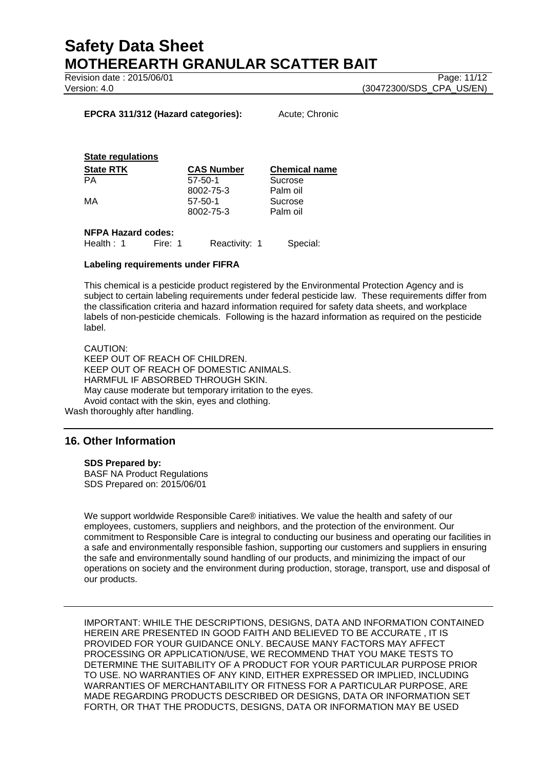**EPCRA 311/312 (Hazard categories):** Acute; Chronic

**State regulations**

| State RTK | CAS Number | Chemical name |
|---|---|---|
| PA | 57-50-1 | Sucrose |
| | 8002-75-3 | Palm oil |
| MA | 57-50-1 | Sucrose |
| | 8002-75-3 | Palm oil |

**NFPA Hazard codes:**

Health : 1 Fire: 1 Reactivity: 1 Special:

**Labeling requirements under FIFRA**

This chemical is a pesticide product registered by the Environmental Protection Agency and is subject to certain labeling requirements under federal pesticide law. These requirements differ from the classification criteria and hazard information required for safety data sheets, and workplace labels of non-pesticide chemicals. Following is the hazard information as required on the pesticide label.

CAUTION:
KEEP OUT OF REACH OF CHILDREN.
KEEP OUT OF REACH OF DOMESTIC ANIMALS.
HARMFUL IF ABSORBED THROUGH SKIN.
May cause moderate but temporary irritation to the eyes.
Avoid contact with the skin, eyes and clothing.
Wash thoroughly after handling.

## 16. Other Information

**SDS Prepared by:**
BASF NA Product Regulations
SDS Prepared on: 2015/06/01

We support worldwide Responsible Care® initiatives. We value the health and safety of our employees, customers, suppliers and neighbors, and the protection of the environment. Our commitment to Responsible Care is integral to conducting our business and operating our facilities in a safe and environmentally responsible fashion, supporting our customers and suppliers in ensuring the safe and environmentally sound handling of our products, and minimizing the impact of our operations on society and the environment during production, storage, transport, use and disposal of our products.

---

IMPORTANT: WHILE THE DESCRIPTIONS, DESIGNS, DATA AND INFORMATION CONTAINED HEREIN ARE PRESENTED IN GOOD FAITH AND BELIEVED TO BE ACCURATE , IT IS PROVIDED FOR YOUR GUIDANCE ONLY. BECAUSE MANY FACTORS MAY AFFECT PROCESSING OR APPLICATION/USE, WE RECOMMEND THAT YOU MAKE TESTS TO DETERMINE THE SUITABILITY OF A PRODUCT FOR YOUR PARTICULAR PURPOSE PRIOR TO USE. NO WARRANTIES OF ANY KIND, EITHER EXPRESSED OR IMPLIED, INCLUDING WARRANTIES OF MERCHANTABILITY OR FITNESS FOR A PARTICULAR PURPOSE, ARE MADE REGARDING PRODUCTS DESCRIBED OR DESIGNS, DATA OR INFORMATION SET FORTH, OR THAT THE PRODUCTS, DESIGNS, DATA OR INFORMATION MAY BE USED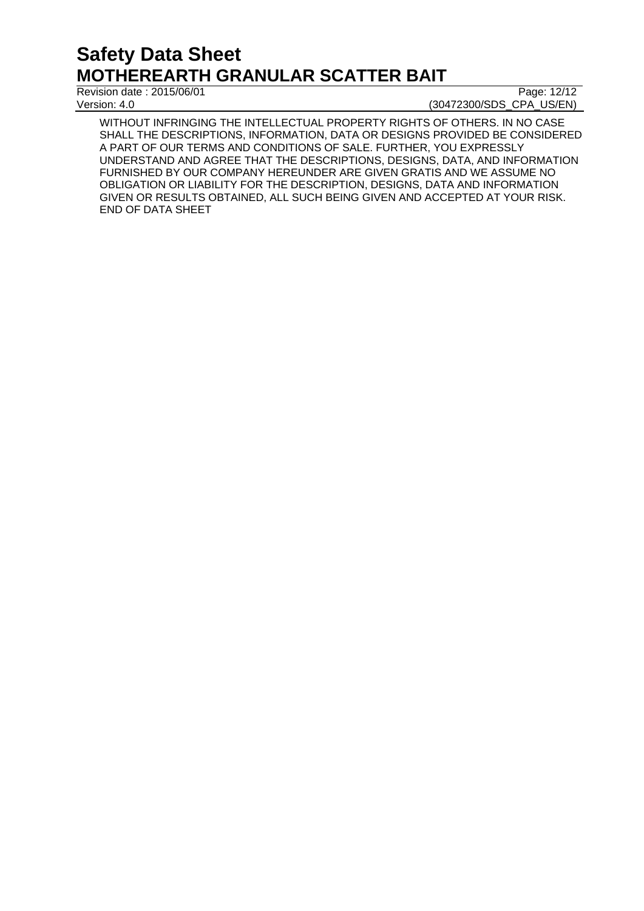WITHOUT INFRINGING THE INTELLECTUAL PROPERTY RIGHTS OF OTHERS. IN NO CASE SHALL THE DESCRIPTIONS, INFORMATION, DATA OR DESIGNS PROVIDED BE CONSIDERED A PART OF OUR TERMS AND CONDITIONS OF SALE. FURTHER, YOU EXPRESSLY UNDERSTAND AND AGREE THAT THE DESCRIPTIONS, DESIGNS, DATA, AND INFORMATION FURNISHED BY OUR COMPANY HEREUNDER ARE GIVEN GRATIS AND WE ASSUME NO OBLIGATION OR LIABILITY FOR THE DESCRIPTION, DESIGNS, DATA AND INFORMATION GIVEN OR RESULTS OBTAINED, ALL SUCH BEING GIVEN AND ACCEPTED AT YOUR RISK.
END OF DATA SHEET